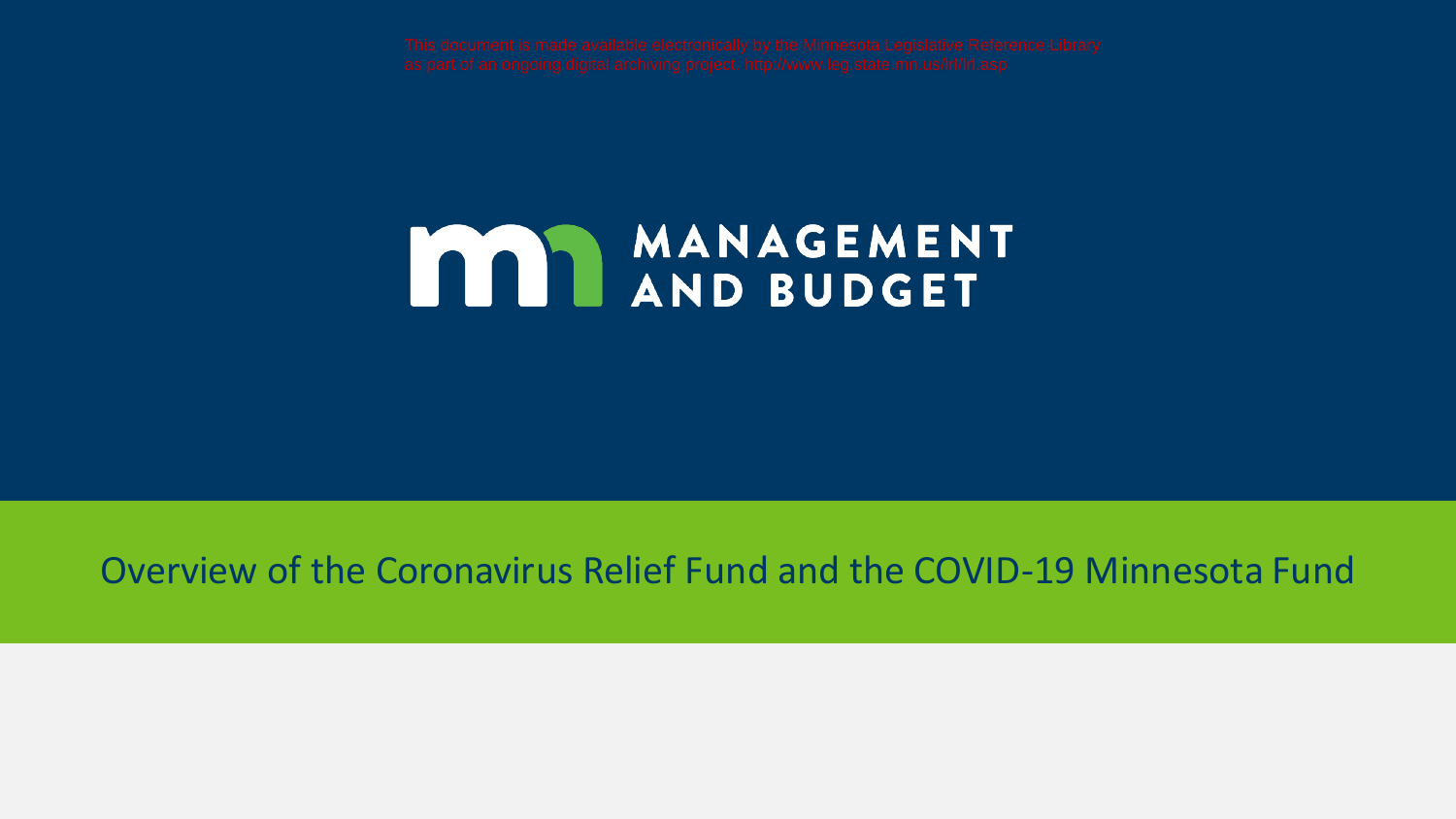This document is made available electronically by the Minnesota Legislative Reference Library as part of an ongoing digital archiving project. http://www.leg.state.mn.us/lrl/lrl.asp

MANAGEMENT AND BUDGET

# Overview of the Coronavirus Relief Fund and the COVID-19 Minnesota Fund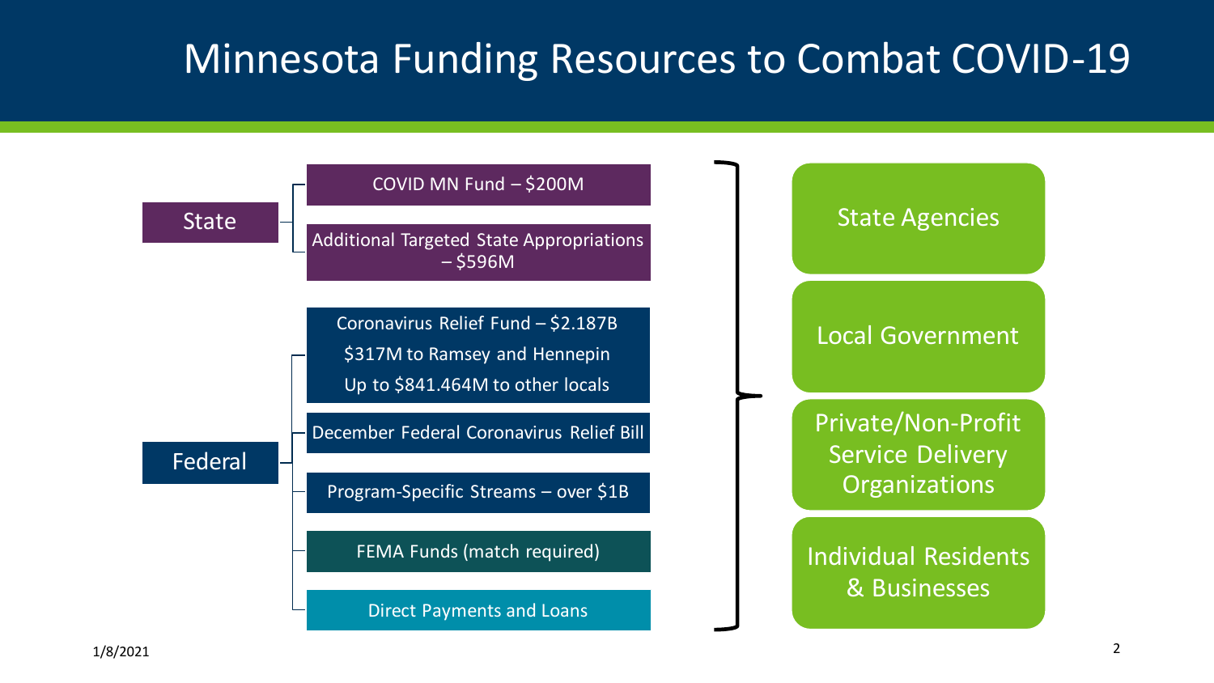# Minnesota Funding Resources to Combat COVID-19

- **State**
  - COVID MN Fund – $200M
  - Additional Targeted State Appropriations – $596M
- **Federal**
  - Coronavirus Relief Fund – $2.187B
    - $317M to Ramsey and Hennepin
    - Up to $841.464M to other locals
  - December Federal Coronavirus Relief Bill
  - Program-Specific Streams – over $1B
  - FEMA Funds (match required)
  - Direct Payments and Loans

Recipients:

- State Agencies
- Local Government
- Private/Non-Profit Service Delivery Organizations
- Individual Residents & Businesses

1/8/2021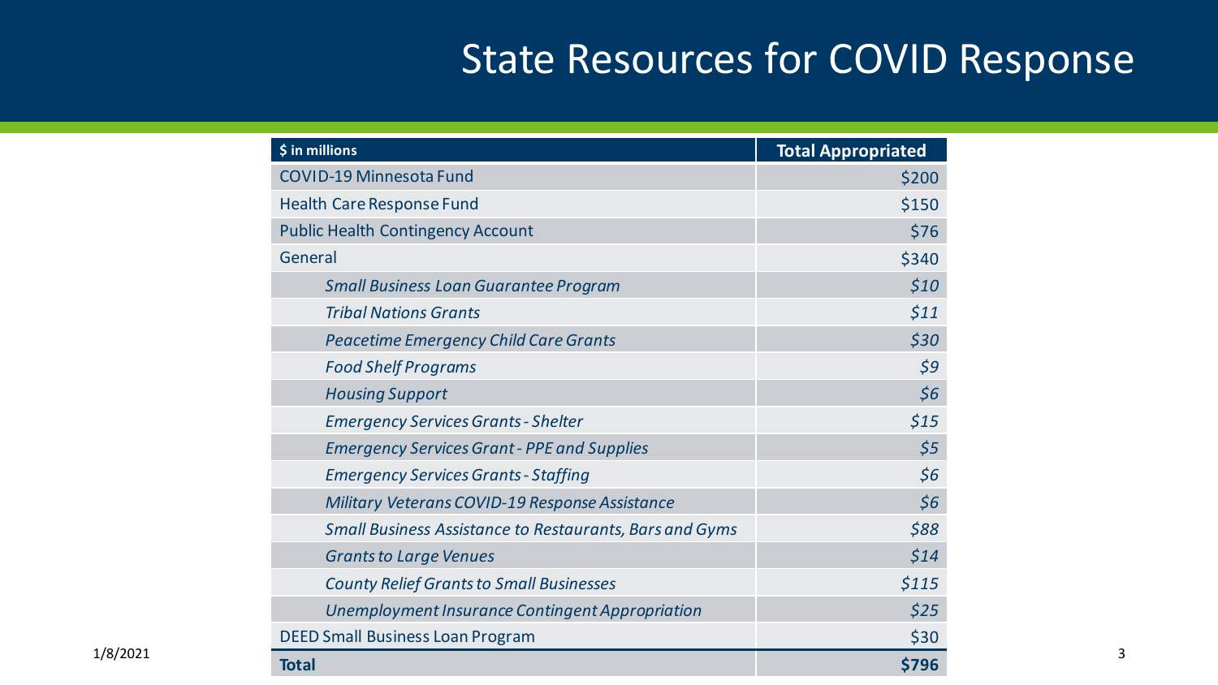# State Resources for COVID Response

| **$ in millions** | **Total Appropriated** |
|---|---|
| COVID-19 Minnesota Fund | $200 |
| Health Care Response Fund | $150 |
| Public Health Contingency Account | $76 |
| General | $340 |
| *Small Business Loan Guarantee Program* | *$10* |
| *Tribal Nations Grants* | *$11* |
| *Peacetime Emergency Child Care Grants* | *$30* |
| *Food Shelf Programs* | *$9* |
| *Housing Support* | *$6* |
| *Emergency Services Grants - Shelter* | *$15* |
| *Emergency Services Grant - PPE and Supplies* | *$5* |
| *Emergency Services Grants - Staffing* | *$6* |
| *Military Veterans COVID-19 Response Assistance* | *$6* |
| *Small Business Assistance to Restaurants, Bars and Gyms* | *$88* |
| *Grants to Large Venues* | *$14* |
| *County Relief Grants to Small Businesses* | *$115* |
| *Unemployment Insurance Contingent Appropriation* | *$25* |
| DEED Small Business Loan Program | $30 |
| **Total** | **$796** |

1/8/2021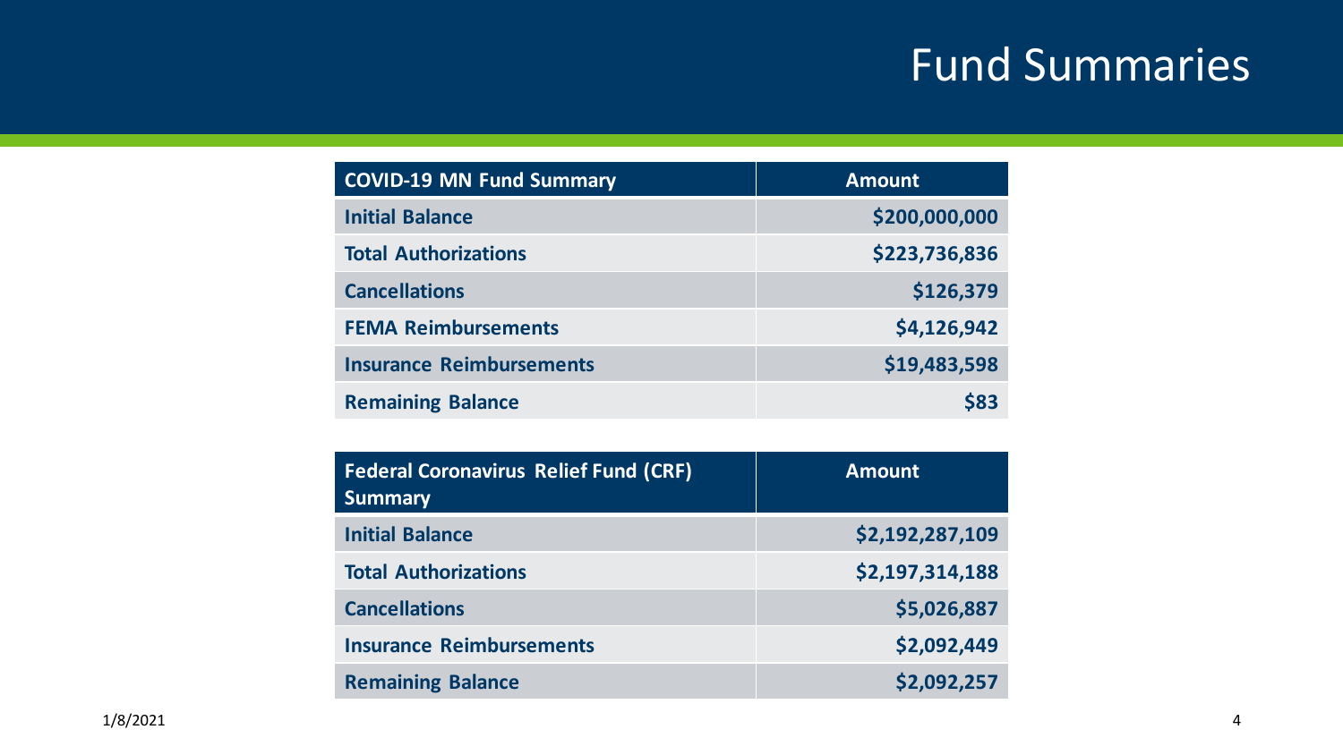# Fund Summaries

| COVID-19 MN Fund Summary | Amount |
|---|---|
| Initial Balance | $200,000,000 |
| Total Authorizations | $223,736,836 |
| Cancellations | $126,379 |
| FEMA Reimbursements | $4,126,942 |
| Insurance Reimbursements | $19,483,598 |
| Remaining Balance | $83 |

| Federal Coronavirus Relief Fund (CRF) Summary | Amount |
|---|---|
| Initial Balance | $2,192,287,109 |
| Total Authorizations | $2,197,314,188 |
| Cancellations | $5,026,887 |
| Insurance Reimbursements | $2,092,449 |
| Remaining Balance | $2,092,257 |

1/8/2021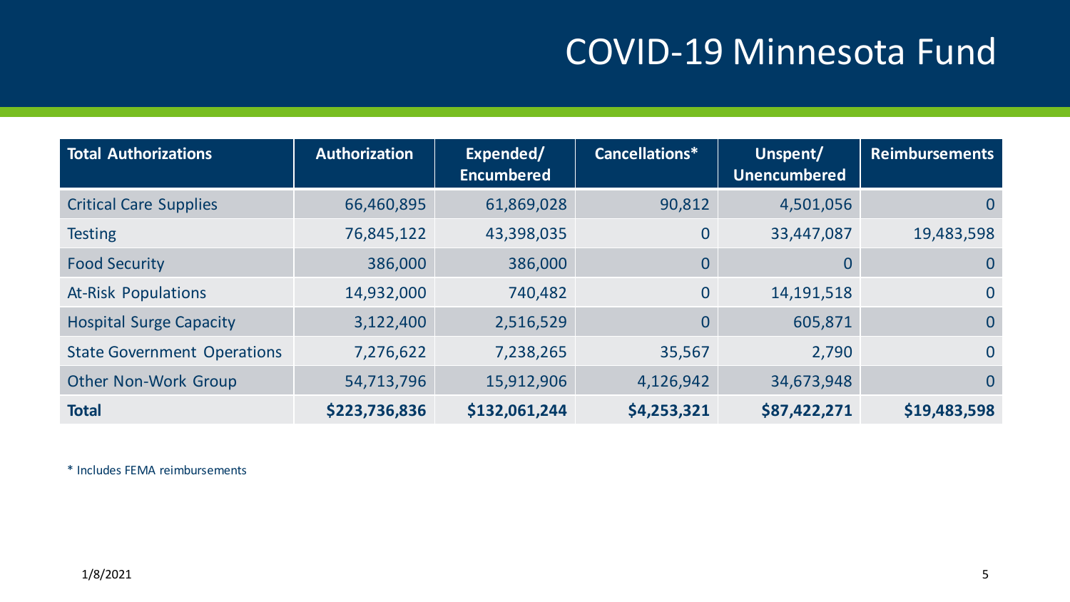# COVID-19 Minnesota Fund

| Total Authorizations | Authorization | Expended/ Encumbered | Cancellations* | Unspent/ Unencumbered | Reimbursements |
|---|---|---|---|---|---|
| Critical Care Supplies | 66,460,895 | 61,869,028 | 90,812 | 4,501,056 | 0 |
| Testing | 76,845,122 | 43,398,035 | 0 | 33,447,087 | 19,483,598 |
| Food Security | 386,000 | 386,000 | 0 | 0 | 0 |
| At-Risk Populations | 14,932,000 | 740,482 | 0 | 14,191,518 | 0 |
| Hospital Surge Capacity | 3,122,400 | 2,516,529 | 0 | 605,871 | 0 |
| State Government Operations | 7,276,622 | 7,238,265 | 35,567 | 2,790 | 0 |
| Other Non-Work Group | 54,713,796 | 15,912,906 | 4,126,942 | 34,673,948 | 0 |
| **Total** | **$223,736,836** | **$132,061,244** | **$4,253,321** | **$87,422,271** | **$19,483,598** |

* Includes FEMA reimbursements

1/8/2021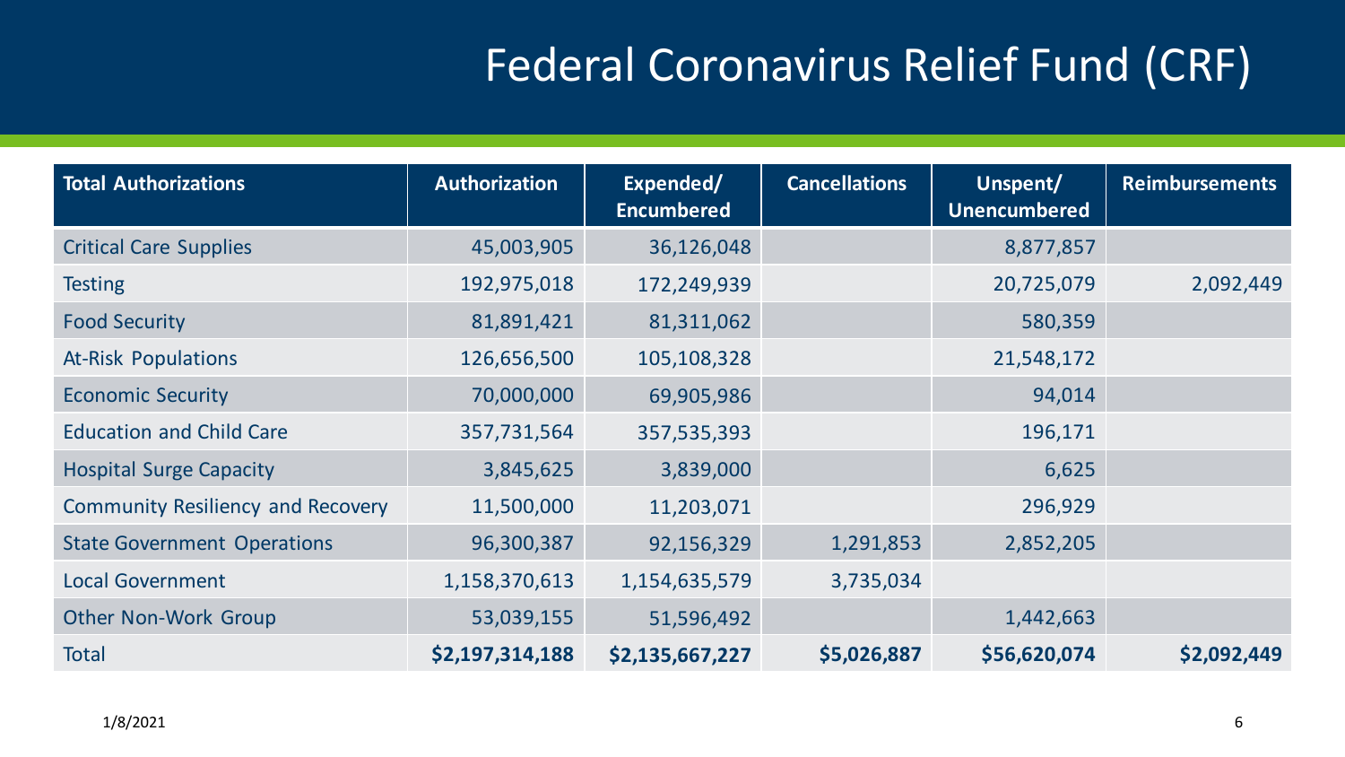# Federal Coronavirus Relief Fund (CRF)

| Total Authorizations | Authorization | Expended/ Encumbered | Cancellations | Unspent/ Unencumbered | Reimbursements |
|---|---|---|---|---|---|
| Critical Care Supplies | 45,003,905 | 36,126,048 | | 8,877,857 | |
| Testing | 192,975,018 | 172,249,939 | | 20,725,079 | 2,092,449 |
| Food Security | 81,891,421 | 81,311,062 | | 580,359 | |
| At-Risk Populations | 126,656,500 | 105,108,328 | | 21,548,172 | |
| Economic Security | 70,000,000 | 69,905,986 | | 94,014 | |
| Education and Child Care | 357,731,564 | 357,535,393 | | 196,171 | |
| Hospital Surge Capacity | 3,845,625 | 3,839,000 | | 6,625 | |
| Community Resiliency and Recovery | 11,500,000 | 11,203,071 | | 296,929 | |
| State Government Operations | 96,300,387 | 92,156,329 | 1,291,853 | 2,852,205 | |
| Local Government | 1,158,370,613 | 1,154,635,579 | 3,735,034 | | |
| Other Non-Work Group | 53,039,155 | 51,596,492 | | 1,442,663 | |
| Total | **$2,197,314,188** | **$2,135,667,227** | **$5,026,887** | **$56,620,074** | **$2,092,449** |

1/8/2021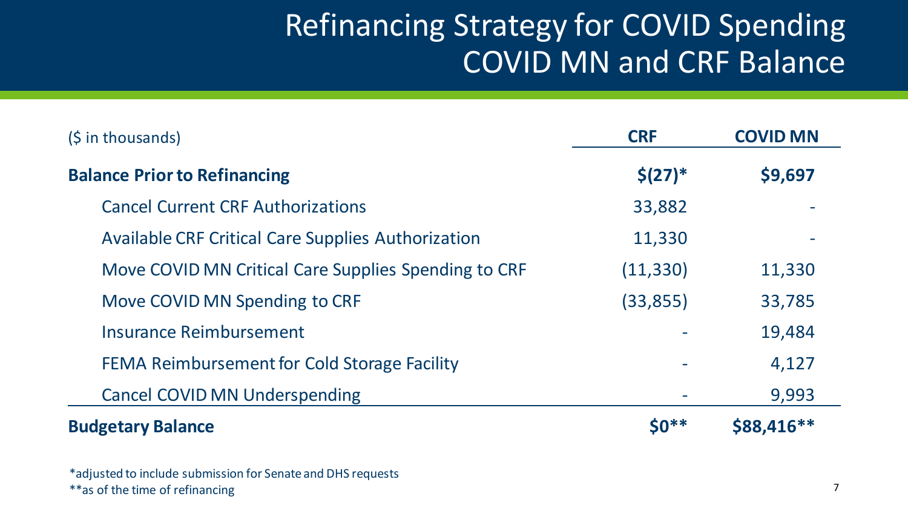# Refinancing Strategy for COVID Spending
## COVID MN and CRF Balance

| ($ in thousands) | CRF | COVID MN |
|---|---|---|
| **Balance Prior to Refinancing** | **$(27)*** | **$9,697** |
| Cancel Current CRF Authorizations | 33,882 | - |
| Available CRF Critical Care Supplies Authorization | 11,330 | - |
| Move COVID MN Critical Care Supplies Spending to CRF | (11,330) | 11,330 |
| Move COVID MN Spending to CRF | (33,855) | 33,785 |
| Insurance Reimbursement | - | 19,484 |
| FEMA Reimbursement for Cold Storage Facility | - | 4,127 |
| Cancel COVID MN Underspending | - | 9,993 |
| **Budgetary Balance** | **$0**** | **$88,416**** |

*adjusted to include submission for Senate and DHS requests

**as of the time of refinancing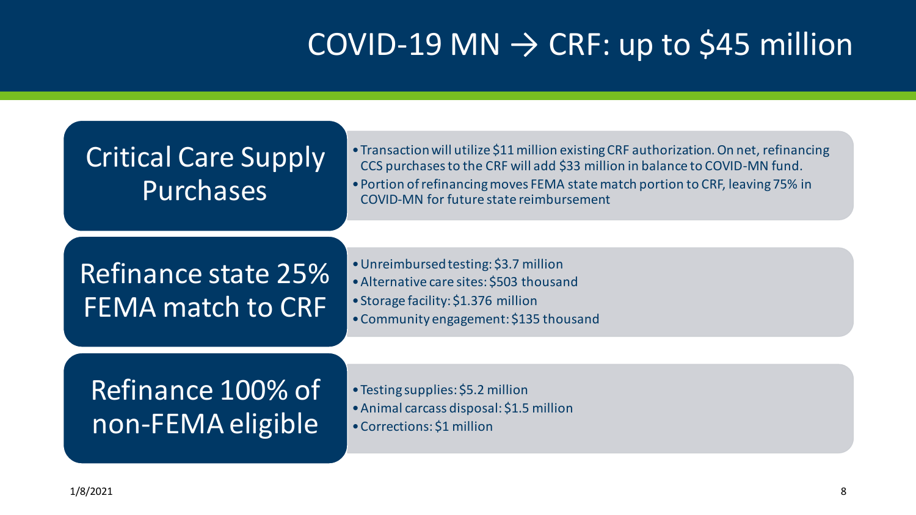# COVID-19 MN → CRF: up to $45 million

## Critical Care Supply Purchases

- Transaction will utilize $11 million existing CRF authorization. On net, refinancing CCS purchases to the CRF will add $33 million in balance to COVID-MN fund.
- Portion of refinancing moves FEMA state match portion to CRF, leaving 75% in COVID-MN for future state reimbursement

## Refinance state 25% FEMA match to CRF

- Unreimbursed testing: $3.7 million
- Alternative care sites: $503 thousand
- Storage facility: $1.376 million
- Community engagement: $135 thousand

## Refinance 100% of non-FEMA eligible

- Testing supplies: $5.2 million
- Animal carcass disposal: $1.5 million
- Corrections: $1 million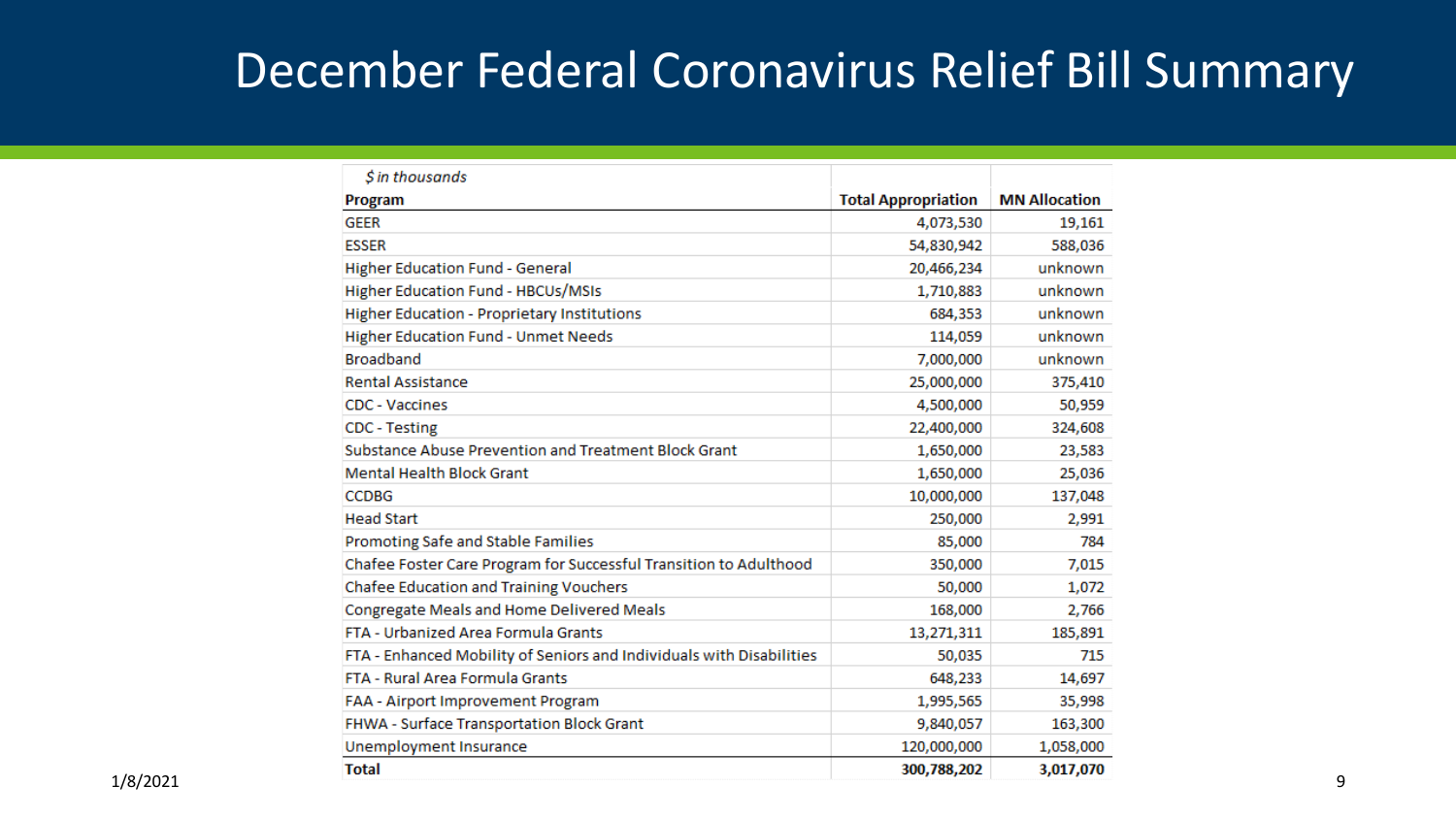# December Federal Coronavirus Relief Bill Summary

| *$ in thousands* | | |
|---|---|---|
| **Program** | **Total Appropriation** | **MN Allocation** |
| GEER | 4,073,530 | 19,161 |
| ESSER | 54,830,942 | 588,036 |
| Higher Education Fund - General | 20,466,234 | unknown |
| Higher Education Fund - HBCUs/MSIs | 1,710,883 | unknown |
| Higher Education - Proprietary Institutions | 684,353 | unknown |
| Higher Education Fund - Unmet Needs | 114,059 | unknown |
| Broadband | 7,000,000 | unknown |
| Rental Assistance | 25,000,000 | 375,410 |
| CDC - Vaccines | 4,500,000 | 50,959 |
| CDC - Testing | 22,400,000 | 324,608 |
| Substance Abuse Prevention and Treatment Block Grant | 1,650,000 | 23,583 |
| Mental Health Block Grant | 1,650,000 | 25,036 |
| CCDBG | 10,000,000 | 137,048 |
| Head Start | 250,000 | 2,991 |
| Promoting Safe and Stable Families | 85,000 | 784 |
| Chafee Foster Care Program for Successful Transition to Adulthood | 350,000 | 7,015 |
| Chafee Education and Training Vouchers | 50,000 | 1,072 |
| Congregate Meals and Home Delivered Meals | 168,000 | 2,766 |
| FTA - Urbanized Area Formula Grants | 13,271,311 | 185,891 |
| FTA - Enhanced Mobility of Seniors and Individuals with Disabilities | 50,035 | 715 |
| FTA - Rural Area Formula Grants | 648,233 | 14,697 |
| FAA - Airport Improvement Program | 1,995,565 | 35,998 |
| FHWA - Surface Transportation Block Grant | 9,840,057 | 163,300 |
| Unemployment Insurance | 120,000,000 | 1,058,000 |
| **Total** | **300,788,202** | **3,017,070** |

1/8/2021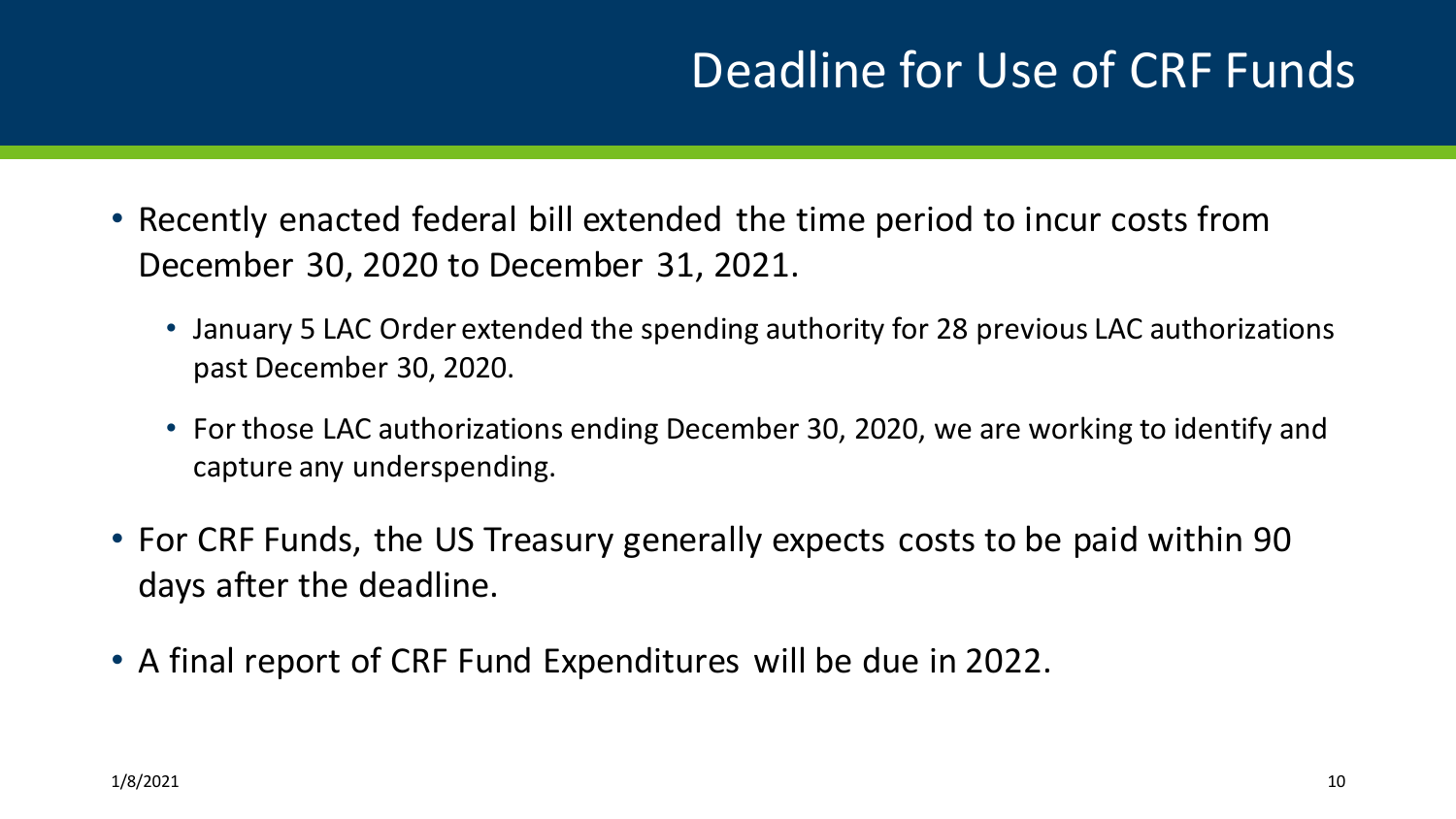# Deadline for Use of CRF Funds

- Recently enacted federal bill extended the time period to incur costs from December 30, 2020 to December 31, 2021.
  - January 5 LAC Order extended the spending authority for 28 previous LAC authorizations past December 30, 2020.
  - For those LAC authorizations ending December 30, 2020, we are working to identify and capture any underspending.
- For CRF Funds, the US Treasury generally expects costs to be paid within 90 days after the deadline.
- A final report of CRF Fund Expenditures will be due in 2022.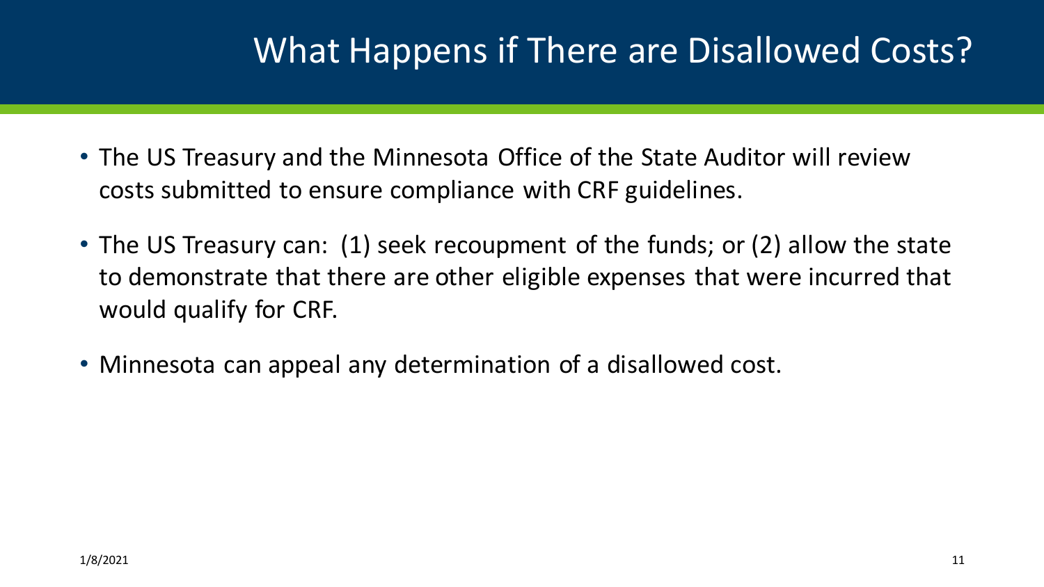# What Happens if There are Disallowed Costs?

- The US Treasury and the Minnesota Office of the State Auditor will review costs submitted to ensure compliance with CRF guidelines.
- The US Treasury can: (1) seek recoupment of the funds; or (2) allow the state to demonstrate that there are other eligible expenses that were incurred that would qualify for CRF.
- Minnesota can appeal any determination of a disallowed cost.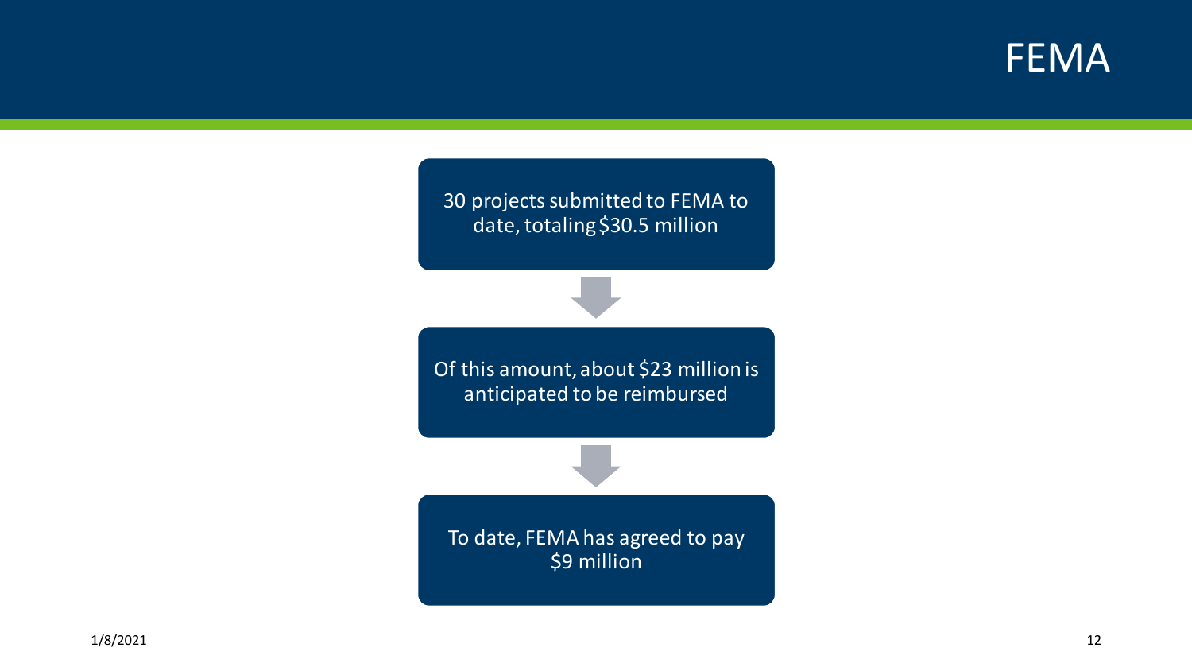# FEMA

30 projects submitted to FEMA to date, totaling $30.5 million

Of this amount, about $23 million is anticipated to be reimbursed

To date, FEMA has agreed to pay $9 million